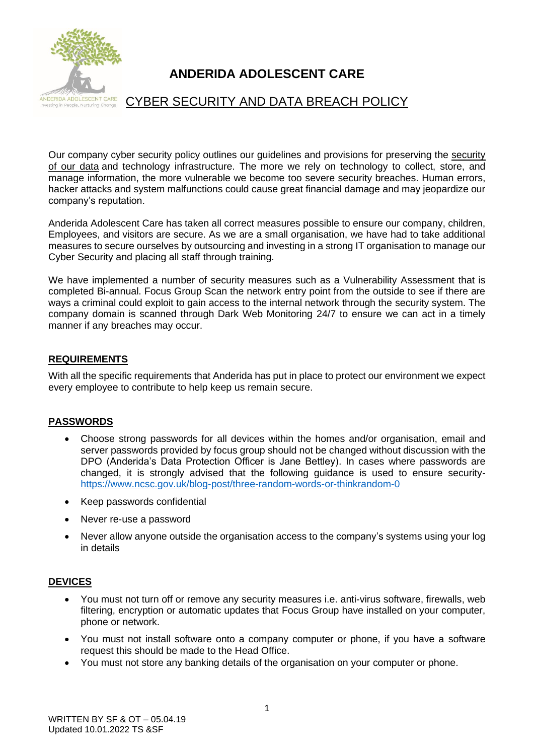# ANDERIDA ADOLESCENT CARE

## CYBER SECURITY AND DATA BREACH POLICY

Our company cyber security policy outlines our guidelines and provisions for preserving the security of our data and technology infrastructure. The more we rely on technology to collect, store, and manage information, the more vulnerable we become too severe security breaches. Human errors, hacker attacks and system malfunctions could cause great financial damage and may jeopardize our company's reputation.

Anderida Adolescent Care has taken all correct measures possible to ensure our company, children, Employees, and visitors are secure. As we are a small organisation, we have had to take additional measures to secure ourselves by outsourcing and investing in a strong IT organisation to manage our Cyber Security and placing all staff through training.

We have implemented a number of security measures such as a Vulnerability Assessment that is completed Bi-annual. Focus Group Scan the network entry point from the outside to see if there are ways a criminal could exploit to gain access to the internal network through the security system. The company domain is scanned through Dark Web Monitoring 24/7 to ensure we can act in a timely manner if any breaches may occur.

### REQUIREMENTS

With all the specific requirements that Anderida has put in place to protect our environment we expect every employee to contribute to help keep us remain secure.

### PASSWORDS

- Choose strong passwords for all devices within the homes and/or organisation, email and server passwords provided by focus group should not be changed without discussion with the DPO (Anderida's Data Protection Officer is Jane Bettley). In cases where passwords are changed, it is strongly advised that the following guidance is used to ensure security- https://www.ncsc.gov.uk/blog-post/three-random-words-or-thinkrandom-0
- Keep passwords confidential
- Never re-use a password
- Never allow anyone outside the organisation access to the company's systems using your log in details

### DEVICES

- You must not turn off or remove any security measures i.e. anti-virus software, firewalls, web filtering, encryption or automatic updates that Focus Group have installed on your computer, phone or network.
- You must not install software onto a company computer or phone, if you have a software request this should be made to the Head Office.
- You must not store any banking details of the organisation on your computer or phone.

WRITTEN BY SF & OT – 05.04.19
Updated 10.01.2022 TS &SF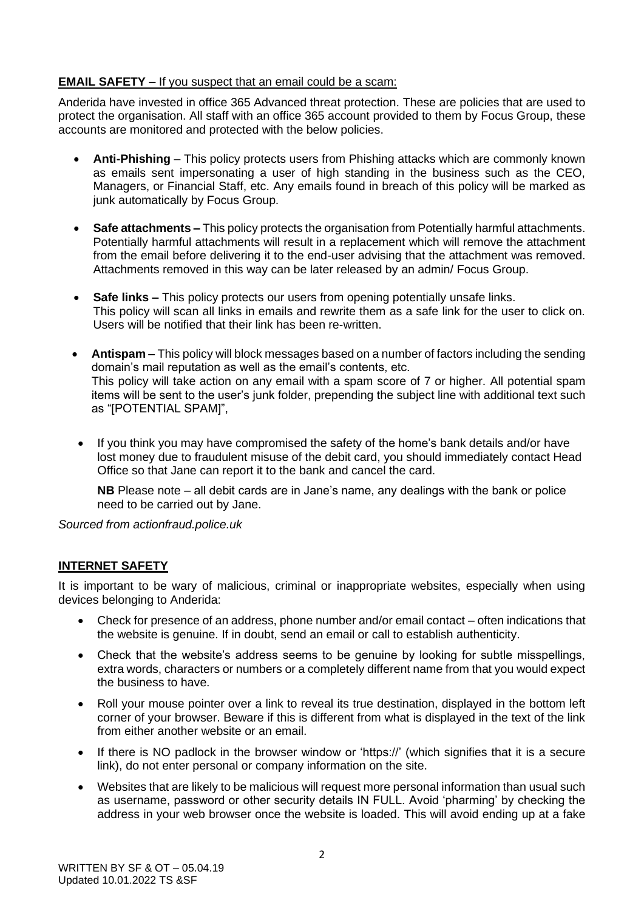**EMAIL SAFETY –** If you suspect that an email could be a scam:

Anderida have invested in office 365 Advanced threat protection. These are policies that are used to protect the organisation. All staff with an office 365 account provided to them by Focus Group, these accounts are monitored and protected with the below policies.

- **Anti-Phishing** – This policy protects users from Phishing attacks which are commonly known as emails sent impersonating a user of high standing in the business such as the CEO, Managers, or Financial Staff, etc. Any emails found in breach of this policy will be marked as junk automatically by Focus Group.
- **Safe attachments –** This policy protects the organisation from Potentially harmful attachments. Potentially harmful attachments will result in a replacement which will remove the attachment from the email before delivering it to the end-user advising that the attachment was removed. Attachments removed in this way can be later released by an admin/ Focus Group.
- **Safe links –** This policy protects our users from opening potentially unsafe links. This policy will scan all links in emails and rewrite them as a safe link for the user to click on. Users will be notified that their link has been re-written.
- **Antispam –** This policy will block messages based on a number of factors including the sending domain's mail reputation as well as the email's contents, etc. This policy will take action on any email with a spam score of 7 or higher. All potential spam items will be sent to the user's junk folder, prepending the subject line with additional text such as "[POTENTIAL SPAM]",
- If you think you may have compromised the safety of the home's bank details and/or have lost money due to fraudulent misuse of the debit card, you should immediately contact Head Office so that Jane can report it to the bank and cancel the card.

  **NB** Please note – all debit cards are in Jane's name, any dealings with the bank or police need to be carried out by Jane.

*Sourced from actionfraud.police.uk*

**INTERNET SAFETY**

It is important to be wary of malicious, criminal or inappropriate websites, especially when using devices belonging to Anderida:

- Check for presence of an address, phone number and/or email contact – often indications that the website is genuine. If in doubt, send an email or call to establish authenticity.
- Check that the website's address seems to be genuine by looking for subtle misspellings, extra words, characters or numbers or a completely different name from that you would expect the business to have.
- Roll your mouse pointer over a link to reveal its true destination, displayed in the bottom left corner of your browser. Beware if this is different from what is displayed in the text of the link from either another website or an email.
- If there is NO padlock in the browser window or 'https://' (which signifies that it is a secure link), do not enter personal or company information on the site.
- Websites that are likely to be malicious will request more personal information than usual such as username, password or other security details IN FULL. Avoid 'pharming' by checking the address in your web browser once the website is loaded. This will avoid ending up at a fake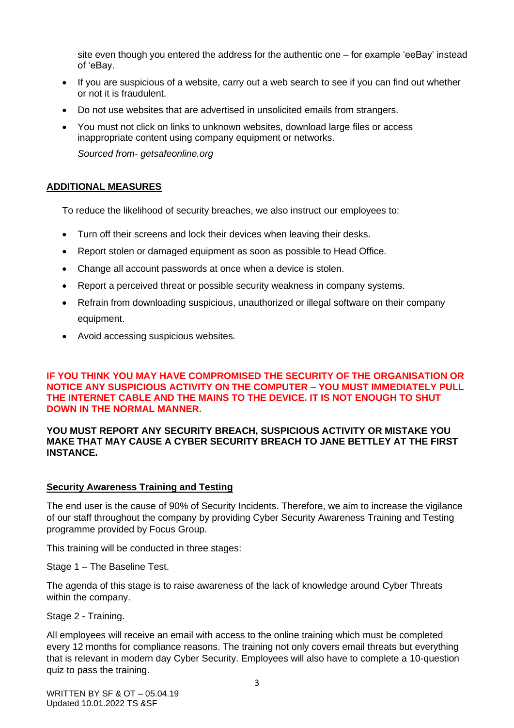site even though you entered the address for the authentic one – for example 'eeBay' instead of 'eBay.

- If you are suspicious of a website, carry out a web search to see if you can find out whether or not it is fraudulent.
- Do not use websites that are advertised in unsolicited emails from strangers.
- You must not click on links to unknown websites, download large files or access inappropriate content using company equipment or networks.

  *Sourced from- getsafeonline.org*

## ADDITIONAL MEASURES

To reduce the likelihood of security breaches, we also instruct our employees to:

- Turn off their screens and lock their devices when leaving their desks.
- Report stolen or damaged equipment as soon as possible to Head Office.
- Change all account passwords at once when a device is stolen.
- Report a perceived threat or possible security weakness in company systems.
- Refrain from downloading suspicious, unauthorized or illegal software on their company equipment.
- Avoid accessing suspicious websites.

**IF YOU THINK YOU MAY HAVE COMPROMISED THE SECURITY OF THE ORGANISATION OR NOTICE ANY SUSPICIOUS ACTIVITY ON THE COMPUTER – YOU MUST IMMEDIATELY PULL THE INTERNET CABLE AND THE MAINS TO THE DEVICE. IT IS NOT ENOUGH TO SHUT DOWN IN THE NORMAL MANNER.**

**YOU MUST REPORT ANY SECURITY BREACH, SUSPICIOUS ACTIVITY OR MISTAKE YOU MAKE THAT MAY CAUSE A CYBER SECURITY BREACH TO JANE BETTLEY AT THE FIRST INSTANCE.**

## Security Awareness Training and Testing

The end user is the cause of 90% of Security Incidents. Therefore, we aim to increase the vigilance of our staff throughout the company by providing Cyber Security Awareness Training and Testing programme provided by Focus Group.

This training will be conducted in three stages:

Stage 1 – The Baseline Test.

The agenda of this stage is to raise awareness of the lack of knowledge around Cyber Threats within the company.

Stage 2 - Training.

All employees will receive an email with access to the online training which must be completed every 12 months for compliance reasons. The training not only covers email threats but everything that is relevant in modern day Cyber Security. Employees will also have to complete a 10-question quiz to pass the training.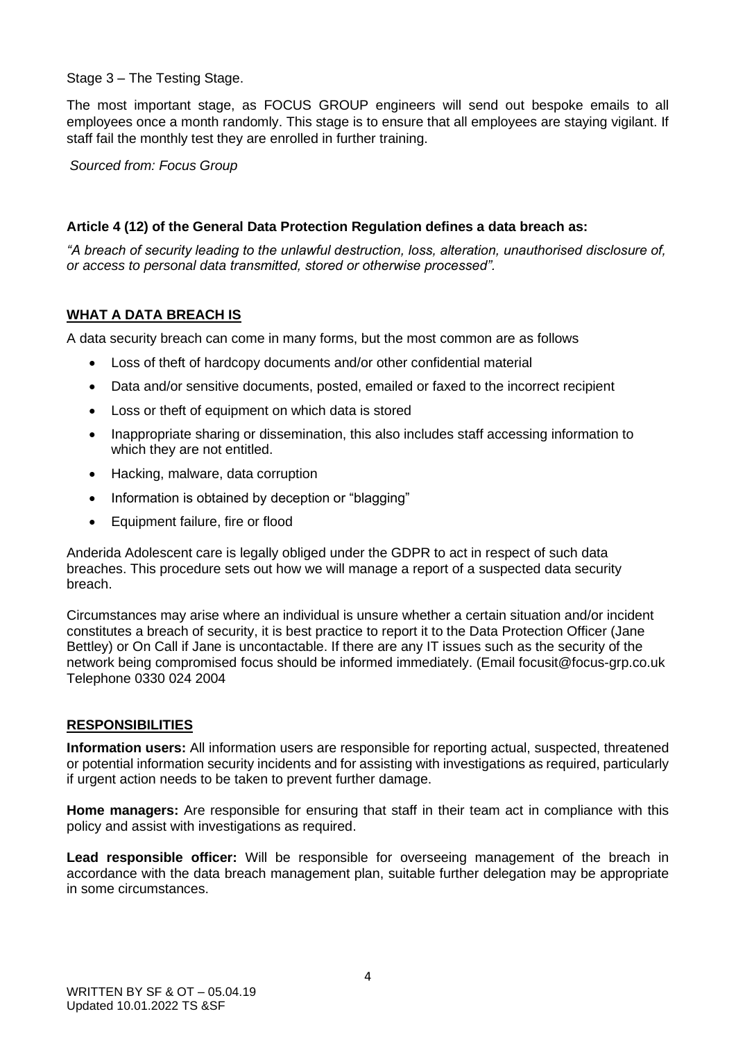Stage 3 – The Testing Stage.

The most important stage, as FOCUS GROUP engineers will send out bespoke emails to all employees once a month randomly. This stage is to ensure that all employees are staying vigilant. If staff fail the monthly test they are enrolled in further training.

*Sourced from: Focus Group*

**Article 4 (12) of the General Data Protection Regulation defines a data breach as:**

*"A breach of security leading to the unlawful destruction, loss, alteration, unauthorised disclosure of, or access to personal data transmitted, stored or otherwise processed".*

## WHAT A DATA BREACH IS

A data security breach can come in many forms, but the most common are as follows

- Loss of theft of hardcopy documents and/or other confidential material
- Data and/or sensitive documents, posted, emailed or faxed to the incorrect recipient
- Loss or theft of equipment on which data is stored
- Inappropriate sharing or dissemination, this also includes staff accessing information to which they are not entitled.
- Hacking, malware, data corruption
- Information is obtained by deception or "blagging"
- Equipment failure, fire or flood

Anderida Adolescent care is legally obliged under the GDPR to act in respect of such data breaches. This procedure sets out how we will manage a report of a suspected data security breach.

Circumstances may arise where an individual is unsure whether a certain situation and/or incident constitutes a breach of security, it is best practice to report it to the Data Protection Officer (Jane Bettley) or On Call if Jane is uncontactable. If there are any IT issues such as the security of the network being compromised focus should be informed immediately. (Email focusit@focus-grp.co.uk Telephone 0330 024 2004

## RESPONSIBILITIES

**Information users:** All information users are responsible for reporting actual, suspected, threatened or potential information security incidents and for assisting with investigations as required, particularly if urgent action needs to be taken to prevent further damage.

**Home managers:** Are responsible for ensuring that staff in their team act in compliance with this policy and assist with investigations as required.

**Lead responsible officer:** Will be responsible for overseeing management of the breach in accordance with the data breach management plan, suitable further delegation may be appropriate in some circumstances.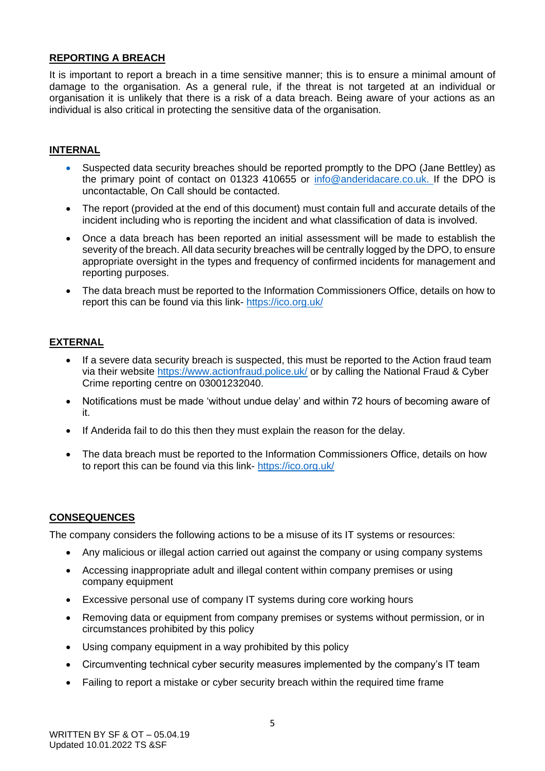## REPORTING A BREACH

It is important to report a breach in a time sensitive manner; this is to ensure a minimal amount of damage to the organisation. As a general rule, if the threat is not targeted at an individual or organisation it is unlikely that there is a risk of a data breach. Being aware of your actions as an individual is also critical in protecting the sensitive data of the organisation.

## INTERNAL

- Suspected data security breaches should be reported promptly to the DPO (Jane Bettley) as the primary point of contact on 01323 410655 or info@anderidacare.co.uk. If the DPO is uncontactable, On Call should be contacted.
- The report (provided at the end of this document) must contain full and accurate details of the incident including who is reporting the incident and what classification of data is involved.
- Once a data breach has been reported an initial assessment will be made to establish the severity of the breach. All data security breaches will be centrally logged by the DPO, to ensure appropriate oversight in the types and frequency of confirmed incidents for management and reporting purposes.
- The data breach must be reported to the Information Commissioners Office, details on how to report this can be found via this link- https://ico.org.uk/

## EXTERNAL

- If a severe data security breach is suspected, this must be reported to the Action fraud team via their website https://www.actionfraud.police.uk/ or by calling the National Fraud & Cyber Crime reporting centre on 03001232040.
- Notifications must be made 'without undue delay' and within 72 hours of becoming aware of it.
- If Anderida fail to do this then they must explain the reason for the delay.
- The data breach must be reported to the Information Commissioners Office, details on how to report this can be found via this link- https://ico.org.uk/

## CONSEQUENCES

The company considers the following actions to be a misuse of its IT systems or resources:

- Any malicious or illegal action carried out against the company or using company systems
- Accessing inappropriate adult and illegal content within company premises or using company equipment
- Excessive personal use of company IT systems during core working hours
- Removing data or equipment from company premises or systems without permission, or in circumstances prohibited by this policy
- Using company equipment in a way prohibited by this policy
- Circumventing technical cyber security measures implemented by the company's IT team
- Failing to report a mistake or cyber security breach within the required time frame

WRITTEN BY SF & OT – 05.04.19
Updated 10.01.2022 TS &SF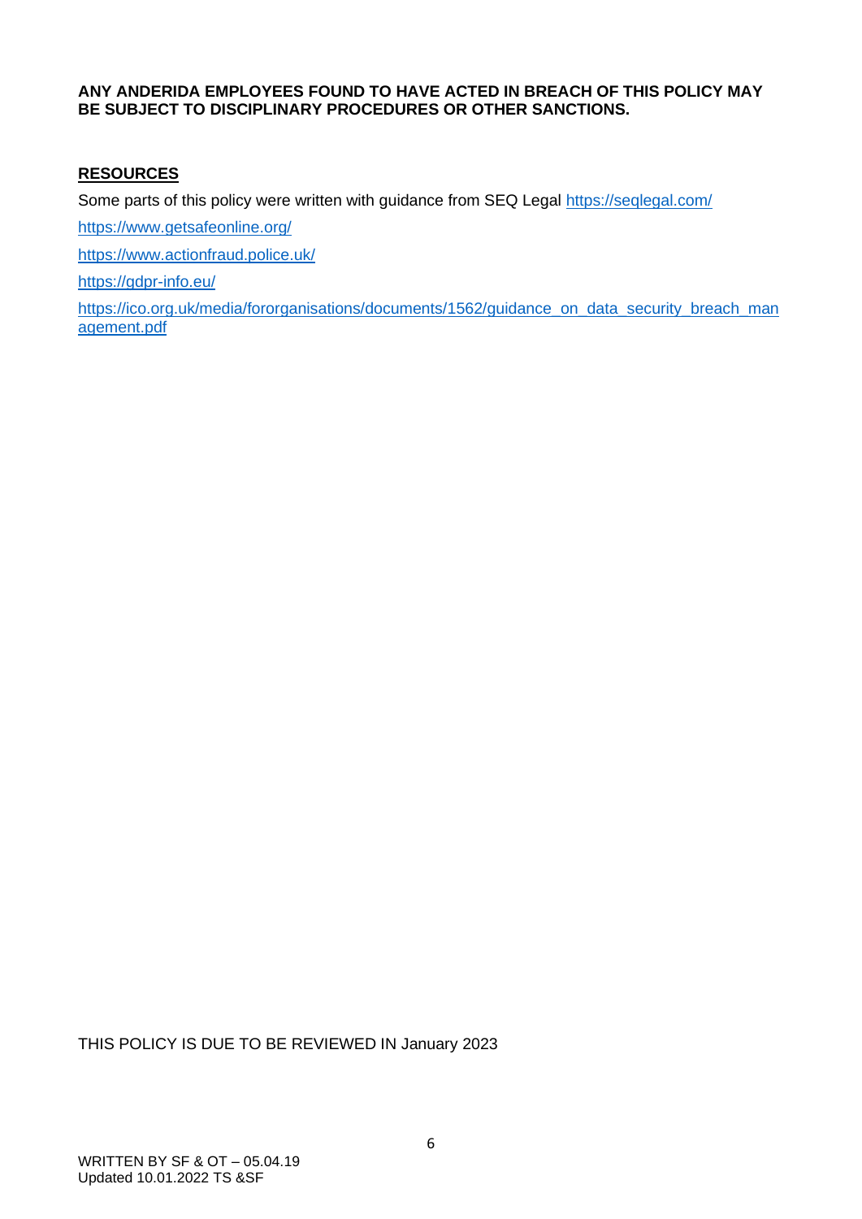**ANY ANDERIDA EMPLOYEES FOUND TO HAVE ACTED IN BREACH OF THIS POLICY MAY BE SUBJECT TO DISCIPLINARY PROCEDURES OR OTHER SANCTIONS.**

## RESOURCES

Some parts of this policy were written with guidance from SEQ Legal https://seqlegal.com/

https://www.getsafeonline.org/

https://www.actionfraud.police.uk/

https://gdpr-info.eu/

https://ico.org.uk/media/fororganisations/documents/1562/guidance_on_data_security_breach_management.pdf

THIS POLICY IS DUE TO BE REVIEWED IN January 2023

WRITTEN BY SF & OT – 05.04.19
Updated 10.01.2022 TS &SF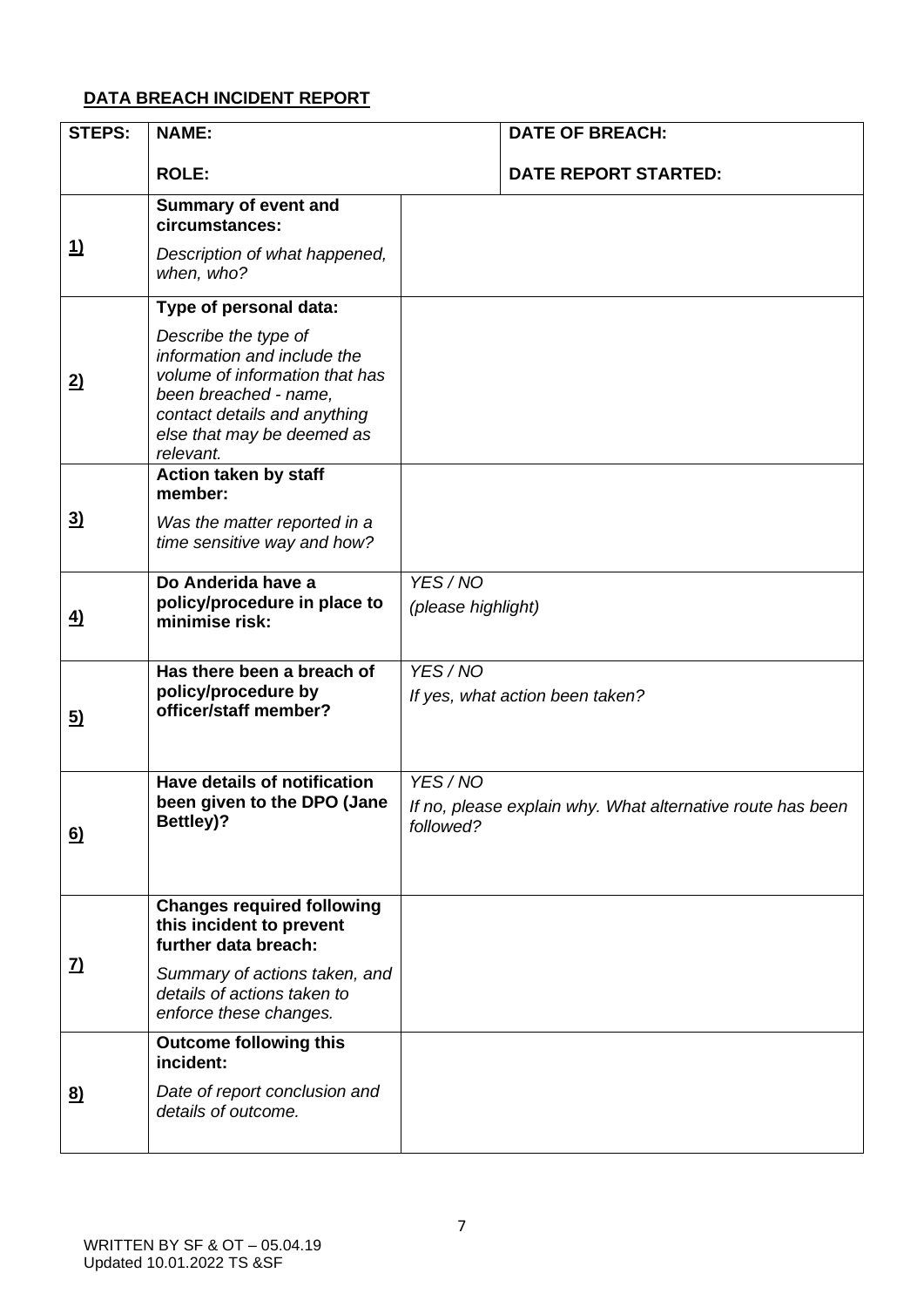**DATA BREACH INCIDENT REPORT**

| STEPS: | NAME:<br><br>ROLE: | | DATE OF BREACH:<br><br>DATE REPORT STARTED: |
|---|---|---|---|
| **1)** | **Summary of event and circumstances:**<br><br>*Description of what happened, when, who?* | | |
| **2)** | **Type of personal data:**<br><br>*Describe the type of information and include the volume of information that has been breached - name, contact details and anything else that may be deemed as relevant.* | | |
| **3)** | **Action taken by staff member:**<br><br>*Was the matter reported in a time sensitive way and how?* | | |
| **4)** | **Do Anderida have a policy/procedure in place to minimise risk:** | *YES / NO*<br>*(please highlight)* | |
| **5)** | **Has there been a breach of policy/procedure by officer/staff member?** | *YES / NO*<br>*If yes, what action been taken?* | |
| **6)** | **Have details of notification been given to the DPO (Jane Bettley)?** | *YES / NO*<br>*If no, please explain why. What alternative route has been followed?* | |
| **7)** | **Changes required following this incident to prevent further data breach:**<br><br>*Summary of actions taken, and details of actions taken to enforce these changes.* | | |
| **8)** | **Outcome following this incident:**<br><br>*Date of report conclusion and details of outcome.* | | |

WRITTEN BY SF & OT – 05.04.19
Updated 10.01.2022 TS &SF